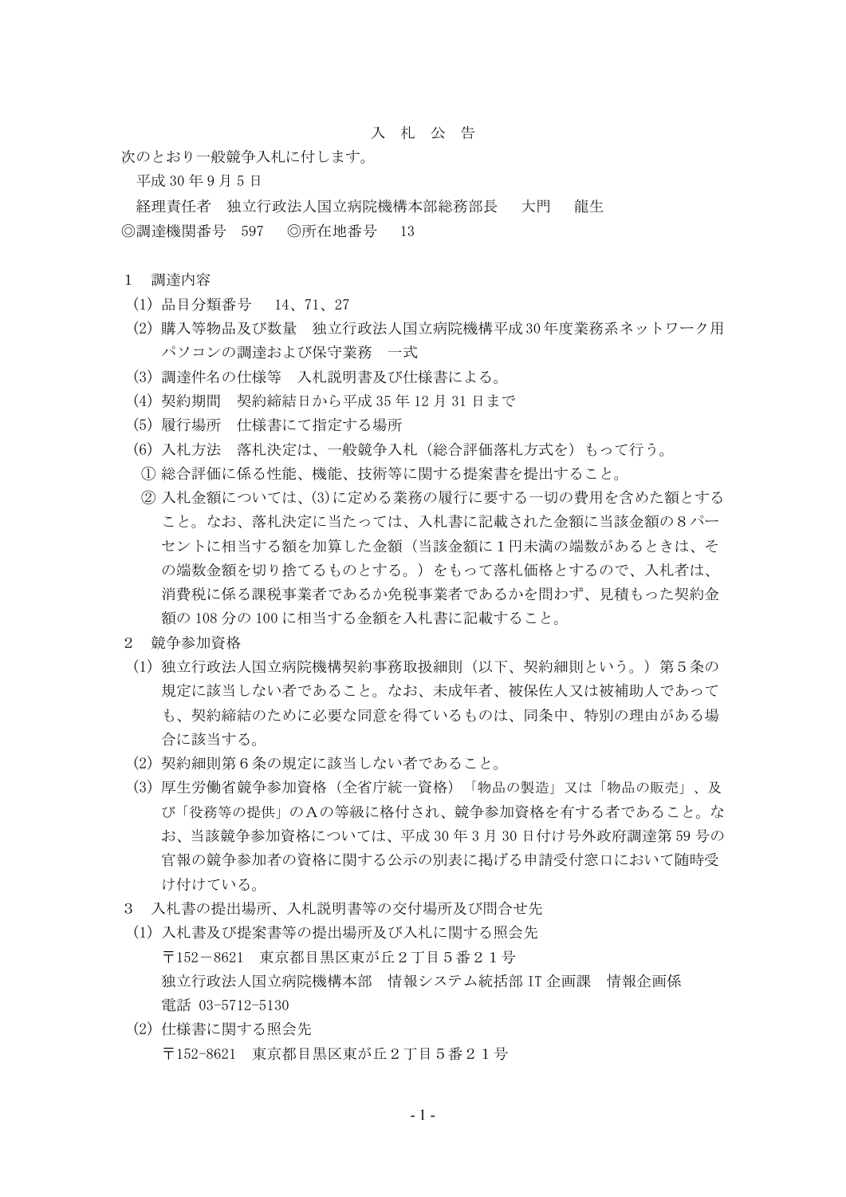# 入　札　公　告

次のとおり一般競争入札に付します。

平成 30 年 9 月 5 日

経理責任者　独立行政法人国立病院機構本部総務部長　　大門　　龍生

◎調達機関番号　597　　◎所在地番号　　13

1　調達内容

(1) 品目分類番号　　14、71、27

(2) 購入等物品及び数量　独立行政法人国立病院機構平成30年度業務系ネットワーク用パソコンの調達および保守業務　一式

(3) 調達件名の仕様等　入札説明書及び仕様書による。

(4) 契約期間　契約締結日から平成 35 年 12 月 31 日まで

(5) 履行場所　仕様書にて指定する場所

(6) 入札方法　落札決定は、一般競争入札（総合評価落札方式を）もって行う。

① 総合評価に係る性能、機能、技術等に関する提案書を提出すること。

② 入札金額については、(3)に定める業務の履行に要する一切の費用を含めた額とすること。なお、落札決定に当たっては、入札書に記載された金額に当該金額の８パーセントに相当する額を加算した金額（当該金額に１円未満の端数があるときは、その端数金額を切り捨てるものとする。）をもって落札価格とするので、入札者は、消費税に係る課税事業者であるか免税事業者であるかを問わず、見積もった契約金額の 108 分の 100 に相当する金額を入札書に記載すること。

2　競争参加資格

(1) 独立行政法人国立病院機構契約事務取扱細則（以下、契約細則という。）第５条の規定に該当しない者であること。なお、未成年者、被保佐人又は被補助人であっても、契約締結のために必要な同意を得ているものは、同条中、特別の理由がある場合に該当する。

(2) 契約細則第６条の規定に該当しない者であること。

(3) 厚生労働省競争参加資格（全省庁統一資格）「物品の製造」又は「物品の販売」、及び「役務等の提供」のＡの等級に格付され、競争参加資格を有する者であること。なお、当該競争参加資格については、平成 30 年 3 月 30 日付け号外政府調達第 59 号の官報の競争参加者の資格に関する公示の別表に掲げる申請受付窓口において随時受け付けている。

3　入札書の提出場所、入札説明書等の交付場所及び問合せ先

(1) 入札書及び提案書等の提出場所及び入札に関する照会先

〒152－8621　東京都目黒区東が丘２丁目５番２１号

独立行政法人国立病院機構本部　情報システム統括部 IT 企画課　情報企画係

電話 03-5712-5130

(2) 仕様書に関する照会先

〒152-8621　東京都目黒区東が丘２丁目５番２１号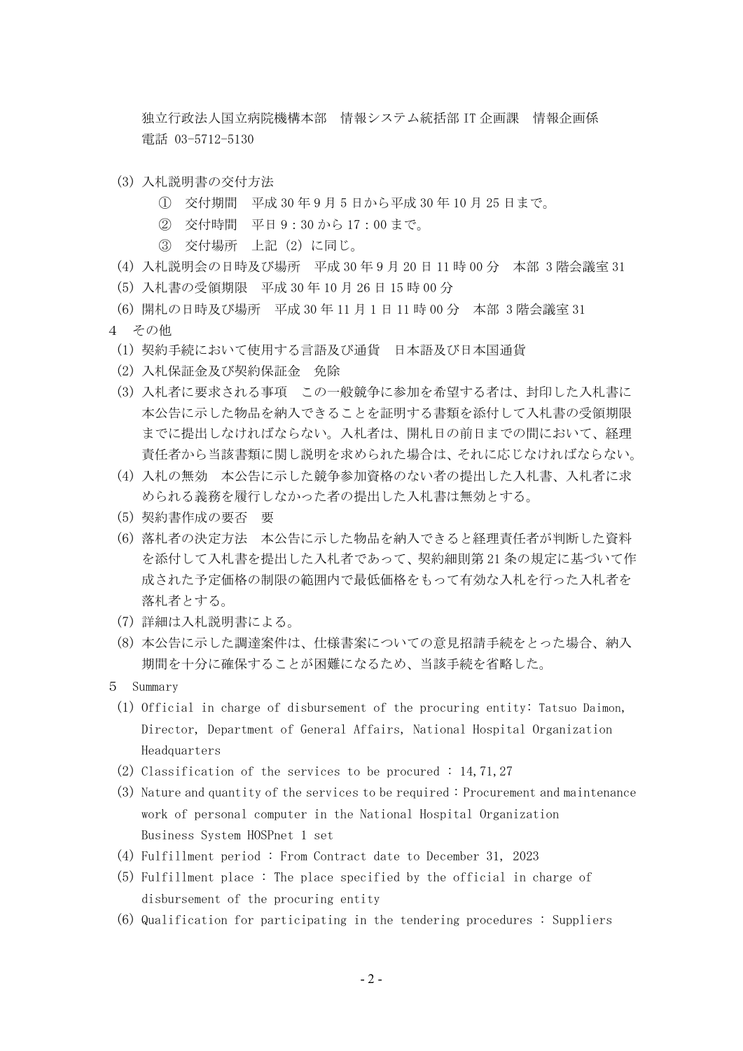独立行政法人国立病院機構本部　情報システム統括部 IT 企画課　情報企画係
電話 03-5712-5130

(3) 入札説明書の交付方法
　① 交付期間　平成 30 年 9 月 5 日から平成 30 年 10 月 25 日まで。
　② 交付時間　平日 9：30 から 17：00 まで。
　③ 交付場所　上記 (2) に同じ。

(4) 入札説明会の日時及び場所　平成 30 年 9 月 20 日 11 時 00 分　本部 3 階会議室 31

(5) 入札書の受領期限　平成 30 年 10 月 26 日 15 時 00 分

(6) 開札の日時及び場所　平成 30 年 11 月 1 日 11 時 00 分　本部 3 階会議室 31

4 その他

(1) 契約手続において使用する言語及び通貨　日本語及び日本国通貨

(2) 入札保証金及び契約保証金　免除

(3) 入札者に要求される事項　この一般競争に参加を希望する者は、封印した入札書に本公告に示した物品を納入できることを証明する書類を添付して入札書の受領期限までに提出しなければならない。入札者は、開札日の前日までの間において、経理責任者から当該書類に関し説明を求められた場合は、それに応じなければならない。

(4) 入札の無効　本公告に示した競争参加資格のない者の提出した入札書、入札者に求められる義務を履行しなかった者の提出した入札書は無効とする。

(5) 契約書作成の要否　要

(6) 落札者の決定方法　本公告に示した物品を納入できると経理責任者が判断した資料を添付して入札書を提出した入札者であって、契約細則第 21 条の規定に基づいて作成された予定価格の制限の範囲内で最低価格をもって有効な入札を行った入札者を落札者とする。

(7) 詳細は入札説明書による。

(8) 本公告に示した調達案件は、仕様書案についての意見招請手続をとった場合、納入期間を十分に確保することが困難になるため、当該手続を省略した。

5 Summary

(1) Official in charge of disbursement of the procuring entity: Tatsuo Daimon, Director, Department of General Affairs, National Hospital Organization Headquarters

(2) Classification of the services to be procured : 14,71,27

(3) Nature and quantity of the services to be required : Procurement and maintenance work of personal computer in the National Hospital Organization Business System HOSPnet 1 set

(4) Fulfillment period : From Contract date to December 31, 2023

(5) Fulfillment place : The place specified by the official in charge of disbursement of the procuring entity

(6) Qualification for participating in the tendering procedures : Suppliers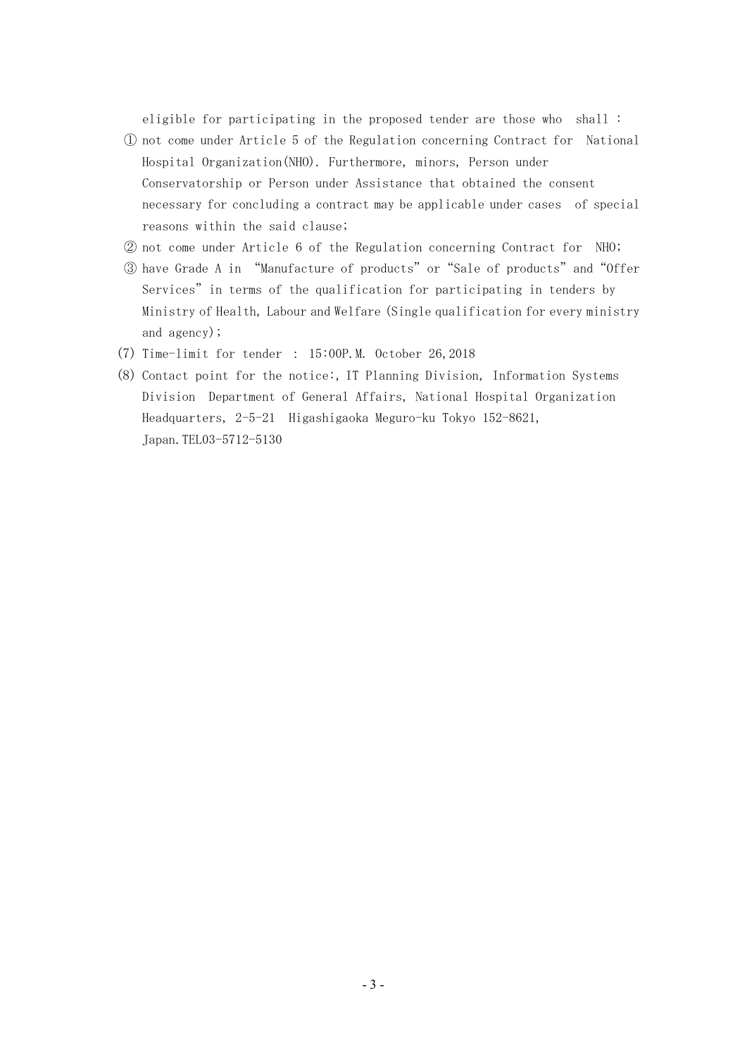eligible for participating in the proposed tender are those who shall :

① not come under Article 5 of the Regulation concerning Contract for National Hospital Organization(NHO). Furthermore, minors, Person under Conservatorship or Person under Assistance that obtained the consent necessary for concluding a contract may be applicable under cases of special reasons within the said clause;

② not come under Article 6 of the Regulation concerning Contract for NHO;

③ have Grade A in "Manufacture of products" or "Sale of products" and "Offer Services" in terms of the qualification for participating in tenders by Ministry of Health, Labour and Welfare (Single qualification for every ministry and agency);

(7) Time-limit for tender : 15:00P.M. October 26,2018

(8) Contact point for the notice:, IT Planning Division, Information Systems Division Department of General Affairs, National Hospital Organization Headquarters, 2-5-21 Higashigaoka Meguro-ku Tokyo 152-8621, Japan.TEL03-5712-5130